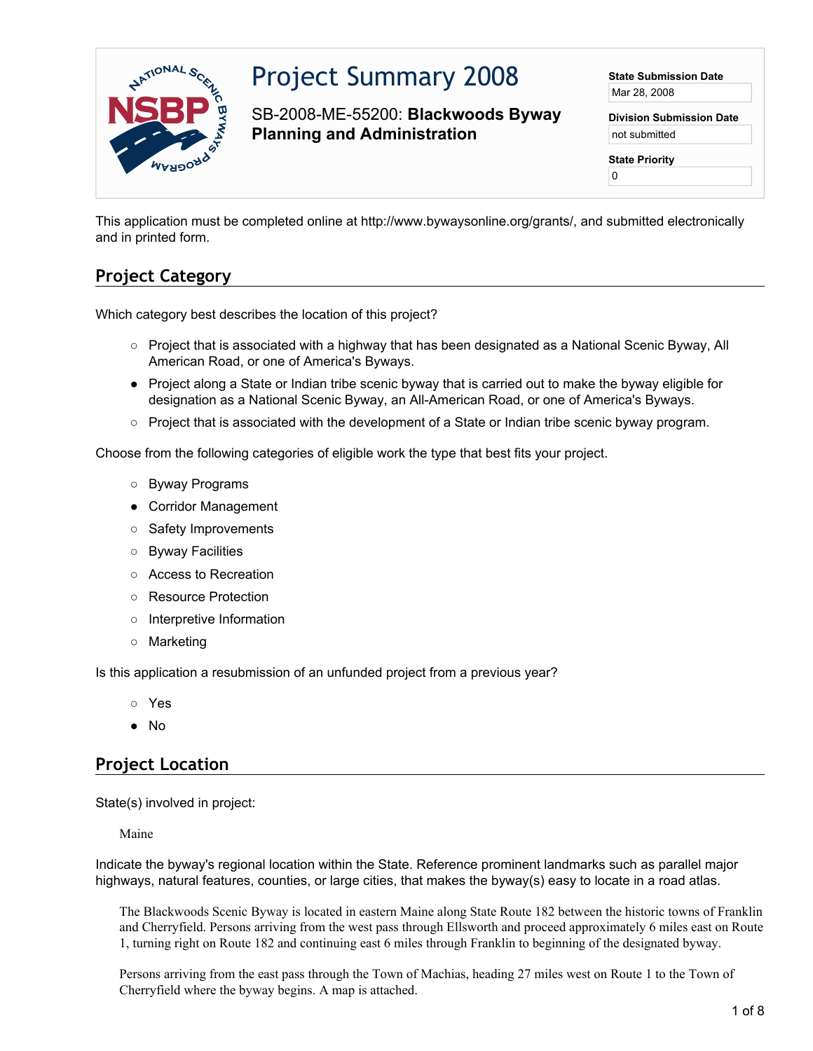# Project Summary 2008

SB-2008-ME-55200: **Blackwoods Byway Planning and Administration**

**State Submission Date**
Mar 28, 2008

**Division Submission Date**
not submitted

**State Priority**
0

This application must be completed online at http://www.bywaysonline.org/grants/, and submitted electronically and in printed form.

## Project Category

Which category best describes the location of this project?

- ○ Project that is associated with a highway that has been designated as a National Scenic Byway, All American Road, or one of America's Byways.
- ● Project along a State or Indian tribe scenic byway that is carried out to make the byway eligible for designation as a National Scenic Byway, an All-American Road, or one of America's Byways.
- ○ Project that is associated with the development of a State or Indian tribe scenic byway program.

Choose from the following categories of eligible work the type that best fits your project.

- ○ Byway Programs
- ● Corridor Management
- ○ Safety Improvements
- ○ Byway Facilities
- ○ Access to Recreation
- ○ Resource Protection
- ○ Interpretive Information
- ○ Marketing

Is this application a resubmission of an unfunded project from a previous year?

- ○ Yes
- ● No

## Project Location

State(s) involved in project:

Maine

Indicate the byway's regional location within the State. Reference prominent landmarks such as parallel major highways, natural features, counties, or large cities, that makes the byway(s) easy to locate in a road atlas.

The Blackwoods Scenic Byway is located in eastern Maine along State Route 182 between the historic towns of Franklin and Cherryfield. Persons arriving from the west pass through Ellsworth and proceed approximately 6 miles east on Route 1, turning right on Route 182 and continuing east 6 miles through Franklin to beginning of the designated byway.

Persons arriving from the east pass through the Town of Machias, heading 27 miles west on Route 1 to the Town of Cherryfield where the byway begins. A map is attached.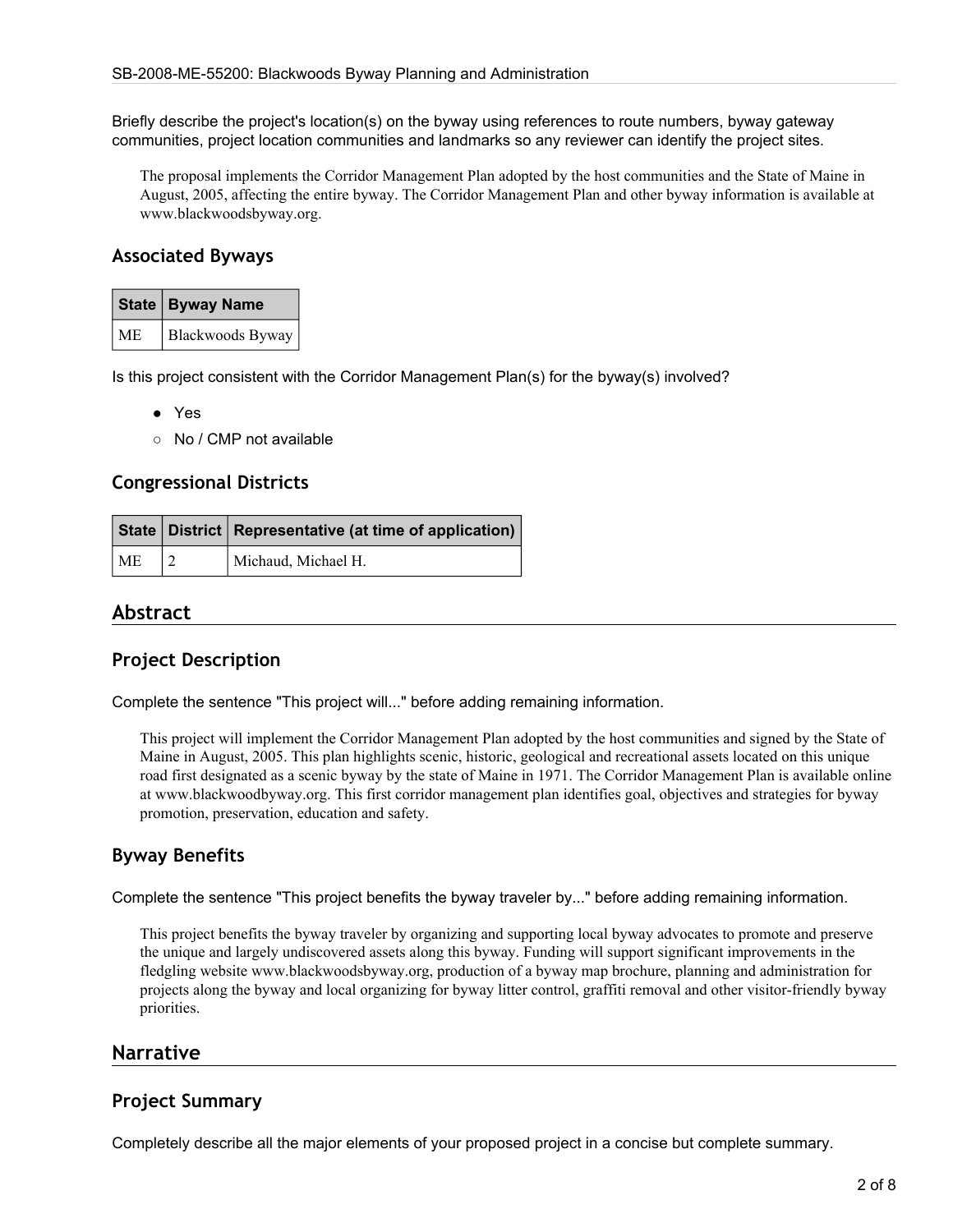Briefly describe the project's location(s) on the byway using references to route numbers, byway gateway communities, project location communities and landmarks so any reviewer can identify the project sites.

The proposal implements the Corridor Management Plan adopted by the host communities and the State of Maine in August, 2005, affecting the entire byway. The Corridor Management Plan and other byway information is available at www.blackwoodsbyway.org.

### Associated Byways

| State | Byway Name |
|---|---|
| ME | Blackwoods Byway |

Is this project consistent with the Corridor Management Plan(s) for the byway(s) involved?

- ● Yes
- ○ No / CMP not available

### Congressional Districts

| State | District | Representative (at time of application) |
|---|---|---|
| ME | 2 | Michaud, Michael H. |

## Abstract

### Project Description

Complete the sentence "This project will..." before adding remaining information.

This project will implement the Corridor Management Plan adopted by the host communities and signed by the State of Maine in August, 2005. This plan highlights scenic, historic, geological and recreational assets located on this unique road first designated as a scenic byway by the state of Maine in 1971. The Corridor Management Plan is available online at www.blackwoodbyway.org. This first corridor management plan identifies goal, objectives and strategies for byway promotion, preservation, education and safety.

### Byway Benefits

Complete the sentence "This project benefits the byway traveler by..." before adding remaining information.

This project benefits the byway traveler by organizing and supporting local byway advocates to promote and preserve the unique and largely undiscovered assets along this byway. Funding will support significant improvements in the fledgling website www.blackwoodsbyway.org, production of a byway map brochure, planning and administration for projects along the byway and local organizing for byway litter control, graffiti removal and other visitor-friendly byway priorities.

## Narrative

### Project Summary

Completely describe all the major elements of your proposed project in a concise but complete summary.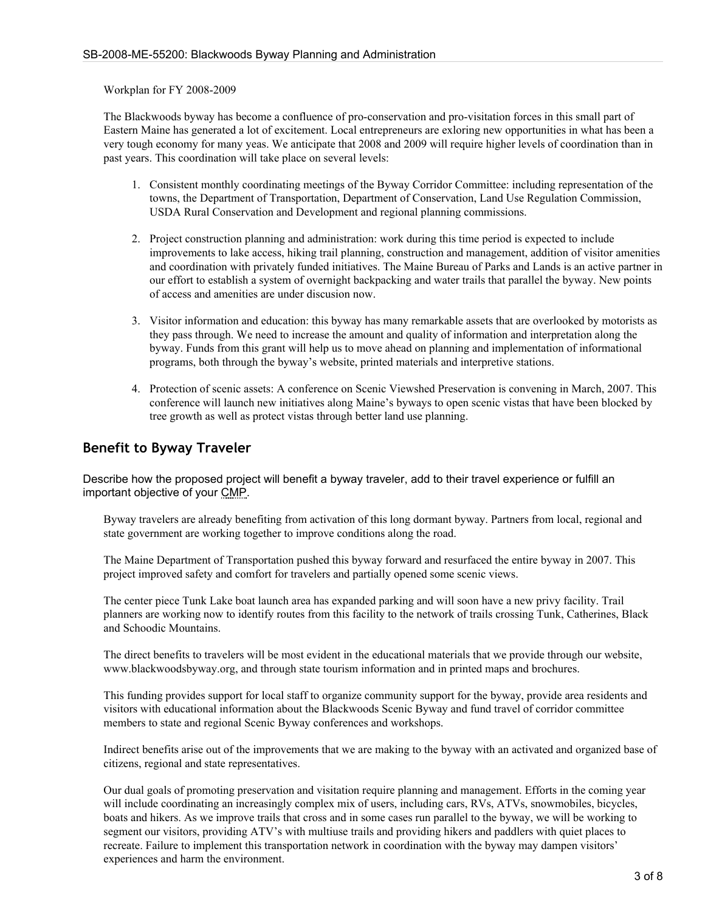Workplan for FY 2008-2009

The Blackwoods byway has become a confluence of pro-conservation and pro-visitation forces in this small part of Eastern Maine has generated a lot of excitement. Local entrepreneurs are exloring new opportunities in what has been a very tough economy for many yeas. We anticipate that 2008 and 2009 will require higher levels of coordination than in past years. This coordination will take place on several levels:

1. Consistent monthly coordinating meetings of the Byway Corridor Committee: including representation of the towns, the Department of Transportation, Department of Conservation, Land Use Regulation Commission, USDA Rural Conservation and Development and regional planning commissions.
2. Project construction planning and administration: work during this time period is expected to include improvements to lake access, hiking trail planning, construction and management, addition of visitor amenities and coordination with privately funded initiatives. The Maine Bureau of Parks and Lands is an active partner in our effort to establish a system of overnight backpacking and water trails that parallel the byway. New points of access and amenities are under discusion now.
3. Visitor information and education: this byway has many remarkable assets that are overlooked by motorists as they pass through. We need to increase the amount and quality of information and interpretation along the byway. Funds from this grant will help us to move ahead on planning and implementation of informational programs, both through the byway's website, printed materials and interpretive stations.
4. Protection of scenic assets: A conference on Scenic Viewshed Preservation is convening in March, 2007. This conference will launch new initiatives along Maine's byways to open scenic vistas that have been blocked by tree growth as well as protect vistas through better land use planning.

## Benefit to Byway Traveler

Describe how the proposed project will benefit a byway traveler, add to their travel experience or fulfill an important objective of your CMP.

Byway travelers are already benefiting from activation of this long dormant byway. Partners from local, regional and state government are working together to improve conditions along the road.

The Maine Department of Transportation pushed this byway forward and resurfaced the entire byway in 2007. This project improved safety and comfort for travelers and partially opened some scenic views.

The center piece Tunk Lake boat launch area has expanded parking and will soon have a new privy facility. Trail planners are working now to identify routes from this facility to the network of trails crossing Tunk, Catherines, Black and Schoodic Mountains.

The direct benefits to travelers will be most evident in the educational materials that we provide through our website, www.blackwoodsbyway.org, and through state tourism information and in printed maps and brochures.

This funding provides support for local staff to organize community support for the byway, provide area residents and visitors with educational information about the Blackwoods Scenic Byway and fund travel of corridor committee members to state and regional Scenic Byway conferences and workshops.

Indirect benefits arise out of the improvements that we are making to the byway with an activated and organized base of citizens, regional and state representatives.

Our dual goals of promoting preservation and visitation require planning and management. Efforts in the coming year will include coordinating an increasingly complex mix of users, including cars, RVs, ATVs, snowmobiles, bicycles, boats and hikers. As we improve trails that cross and in some cases run parallel to the byway, we will be working to segment our visitors, providing ATV's with multiuse trails and providing hikers and paddlers with quiet places to recreate. Failure to implement this transportation network in coordination with the byway may dampen visitors' experiences and harm the environment.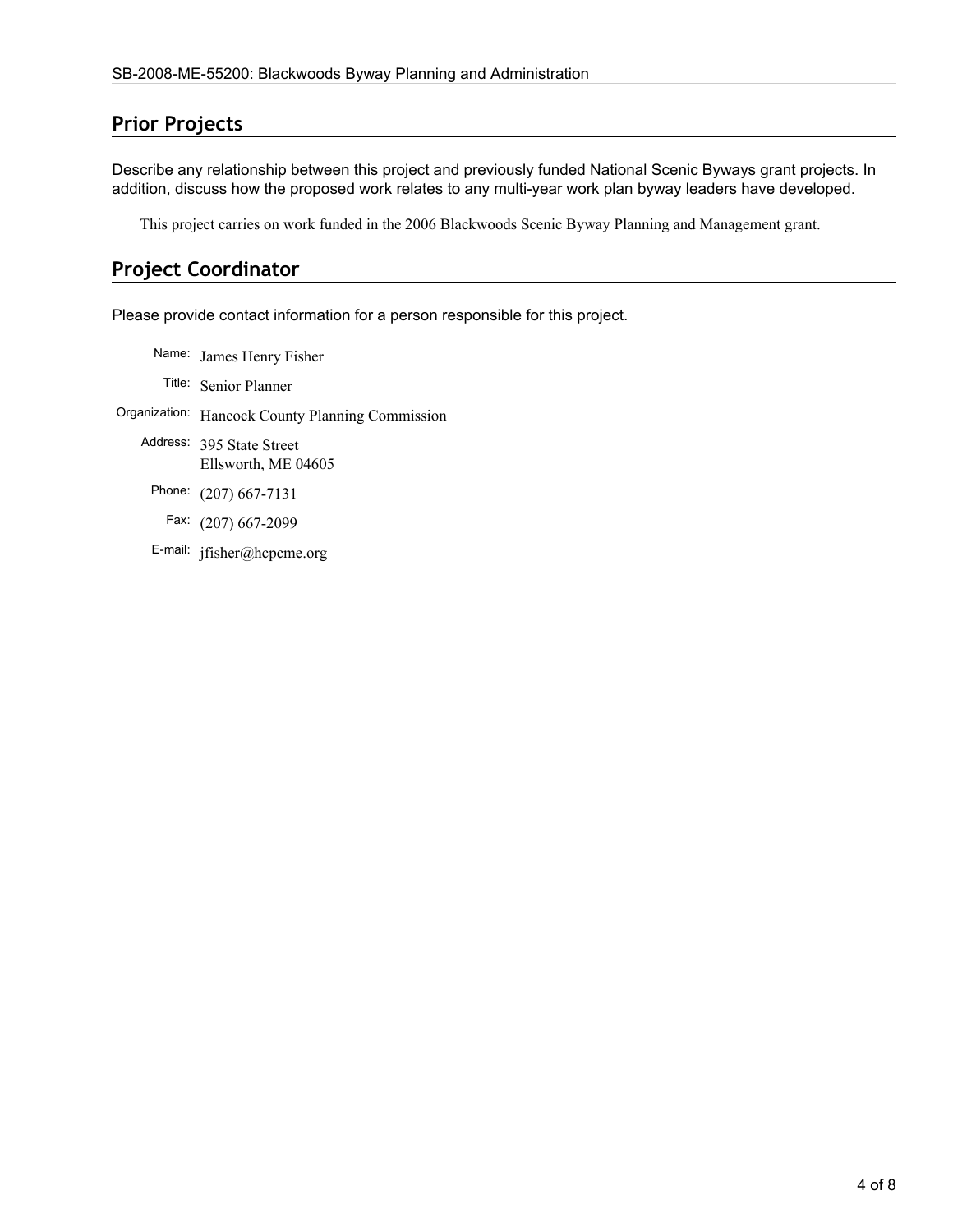## Prior Projects

Describe any relationship between this project and previously funded National Scenic Byways grant projects. In addition, discuss how the proposed work relates to any multi-year work plan byway leaders have developed.

This project carries on work funded in the 2006 Blackwoods Scenic Byway Planning and Management grant.

## Project Coordinator

Please provide contact information for a person responsible for this project.

Name: James Henry Fisher

Title: Senior Planner

Organization: Hancock County Planning Commission

Address: 395 State Street
Ellsworth, ME 04605

Phone: (207) 667-7131

Fax: (207) 667-2099

E-mail: jfisher@hcpcme.org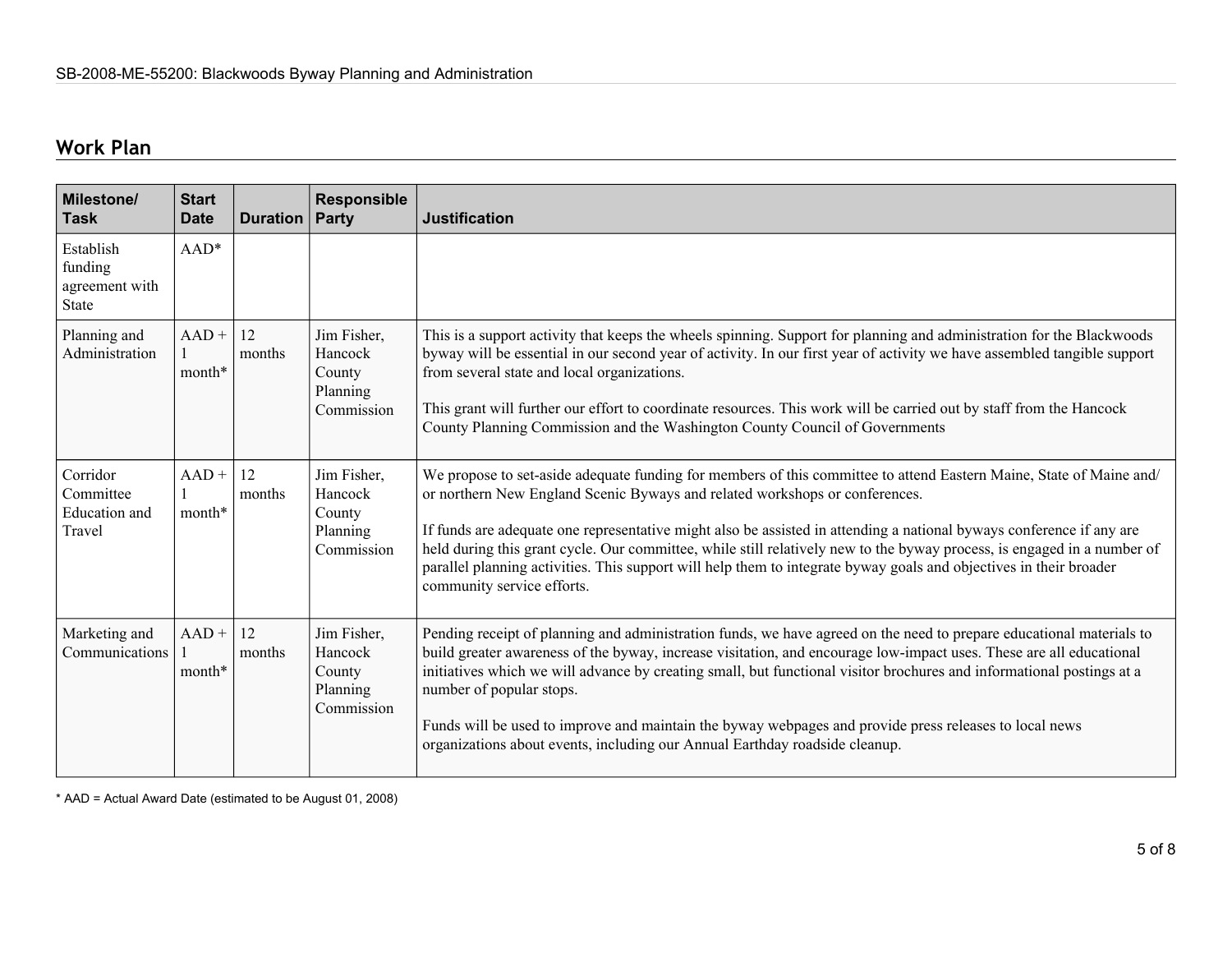## Work Plan

| Milestone/ Task | Start Date | Duration | Responsible Party | Justification |
|---|---|---|---|---|
| Establish funding agreement with State | AAD* | | | |
| Planning and Administration | AAD + 1 month* | 12 months | Jim Fisher, Hancock County Planning Commission | This is a support activity that keeps the wheels spinning. Support for planning and administration for the Blackwoods byway will be essential in our second year of activity. In our first year of activity we have assembled tangible support from several state and local organizations.<br><br>This grant will further our effort to coordinate resources. This work will be carried out by staff from the Hancock County Planning Commission and the Washington County Council of Governments |
| Corridor Committee Education and Travel | AAD + 1 month* | 12 months | Jim Fisher, Hancock County Planning Commission | We propose to set-aside adequate funding for members of this committee to attend Eastern Maine, State of Maine and/ or northern New England Scenic Byways and related workshops or conferences.<br><br>If funds are adequate one representative might also be assisted in attending a national byways conference if any are held during this grant cycle. Our committee, while still relatively new to the byway process, is engaged in a number of parallel planning activities. This support will help them to integrate byway goals and objectives in their broader community service efforts. |
| Marketing and Communications | AAD + 1 month* | 12 months | Jim Fisher, Hancock County Planning Commission | Pending receipt of planning and administration funds, we have agreed on the need to prepare educational materials to build greater awareness of the byway, increase visitation, and encourage low-impact uses. These are all educational initiatives which we will advance by creating small, but functional visitor brochures and informational postings at a number of popular stops.<br><br>Funds will be used to improve and maintain the byway webpages and provide press releases to local news organizations about events, including our Annual Earthday roadside cleanup. |

* AAD = Actual Award Date (estimated to be August 01, 2008)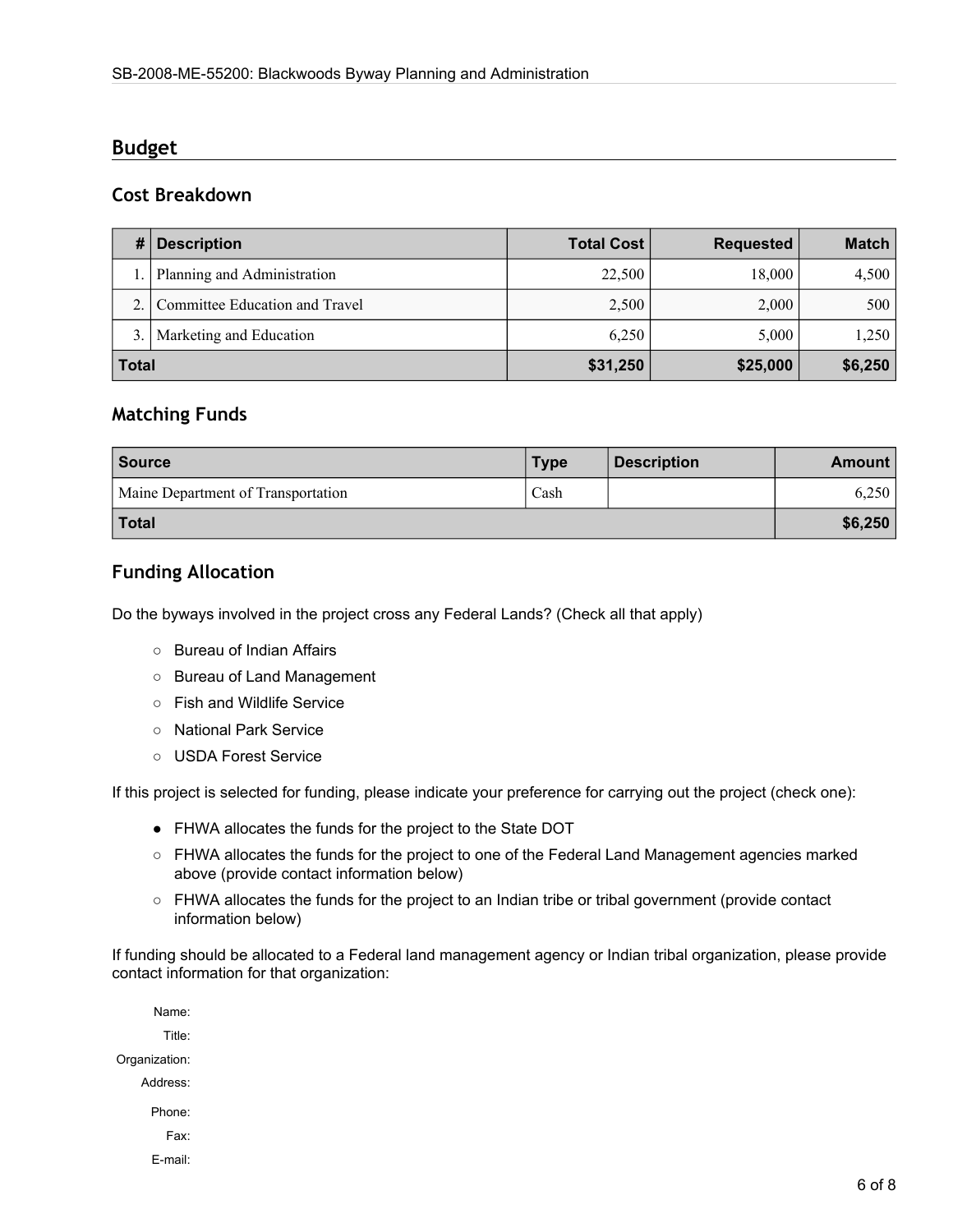## Budget

### Cost Breakdown

| # | Description | Total Cost | Requested | Match |
|---|---|---|---|---|
| 1. | Planning and Administration | 22,500 | 18,000 | 4,500 |
| 2. | Committee Education and Travel | 2,500 | 2,000 | 500 |
| 3. | Marketing and Education | 6,250 | 5,000 | 1,250 |
| **Total** | | **$31,250** | **$25,000** | **$6,250** |

### Matching Funds

| Source | Type | Description | Amount |
|---|---|---|---|
| Maine Department of Transportation | Cash | | 6,250 |
| **Total** | | | **$6,250** |

### Funding Allocation

Do the byways involved in the project cross any Federal Lands? (Check all that apply)

- ○ Bureau of Indian Affairs
- ○ Bureau of Land Management
- ○ Fish and Wildlife Service
- ○ National Park Service
- ○ USDA Forest Service

If this project is selected for funding, please indicate your preference for carrying out the project (check one):

- ● FHWA allocates the funds for the project to the State DOT
- ○ FHWA allocates the funds for the project to one of the Federal Land Management agencies marked above (provide contact information below)
- ○ FHWA allocates the funds for the project to an Indian tribe or tribal government (provide contact information below)

If funding should be allocated to a Federal land management agency or Indian tribal organization, please provide contact information for that organization:

Name:

Title:

Organization:

Address:

Phone:

Fax:

E-mail: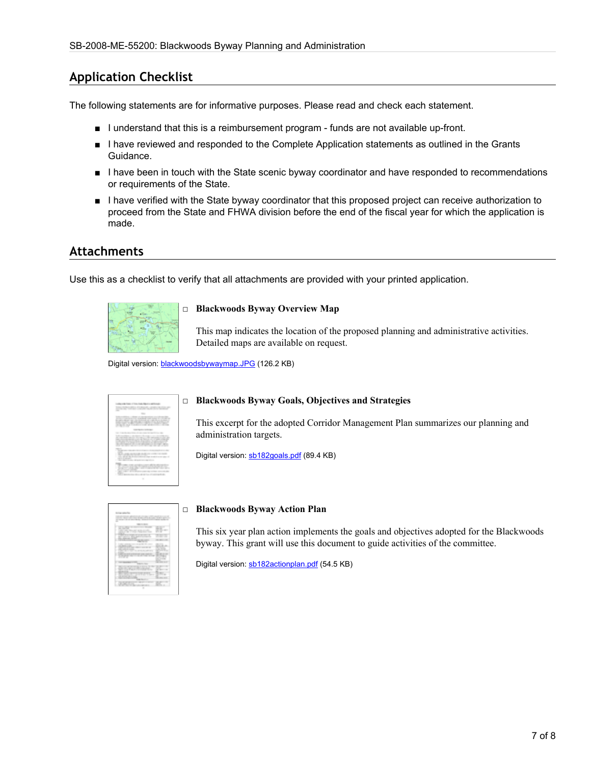## Application Checklist

The following statements are for informative purposes. Please read and check each statement.

- I understand that this is a reimbursement program - funds are not available up-front.
- I have reviewed and responded to the Complete Application statements as outlined in the Grants Guidance.
- I have been in touch with the State scenic byway coordinator and have responded to recommendations or requirements of the State.
- I have verified with the State byway coordinator that this proposed project can receive authorization to proceed from the State and FHWA division before the end of the fiscal year for which the application is made.

## Attachments

Use this as a checklist to verify that all attachments are provided with your printed application.

□ **Blackwoods Byway Overview Map**

This map indicates the location of the proposed planning and administrative activities. Detailed maps are available on request.

Digital version: blackwoodsbywaymap.JPG (126.2 KB)

□ **Blackwoods Byway Goals, Objectives and Strategies**

This excerpt for the adopted Corridor Management Plan summarizes our planning and administration targets.

Digital version: sb182goals.pdf (89.4 KB)

□ **Blackwoods Byway Action Plan**

This six year plan action implements the goals and objectives adopted for the Blackwoods byway. This grant will use this document to guide activities of the committee.

Digital version: sb182actionplan.pdf (54.5 KB)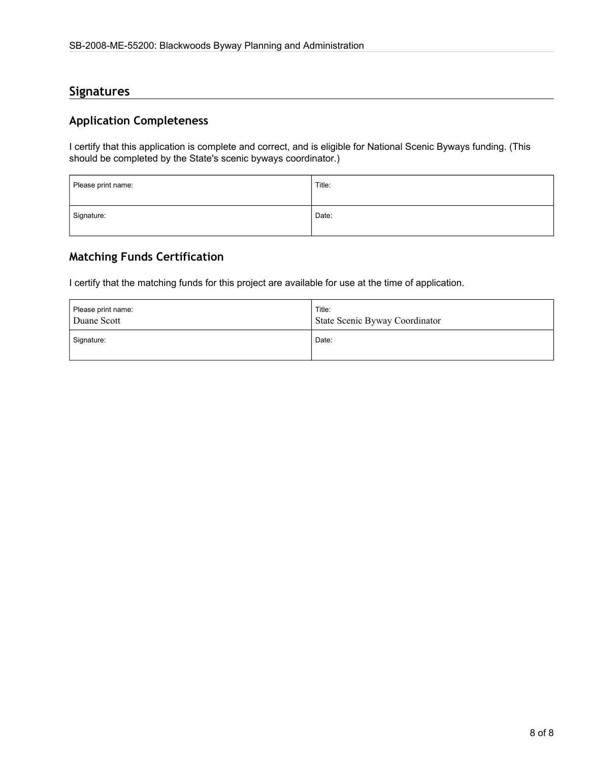## Signatures

### Application Completeness

I certify that this application is complete and correct, and is eligible for National Scenic Byways funding. (This should be completed by the State's scenic byways coordinator.)

| | |
|---|---|
| Please print name: | Title: |
| Signature: | Date: |

### Matching Funds Certification

I certify that the matching funds for this project are available for use at the time of application.

| | |
|---|---|
| Please print name:<br>Duane Scott | Title:<br>State Scenic Byway Coordinator |
| Signature: | Date: |